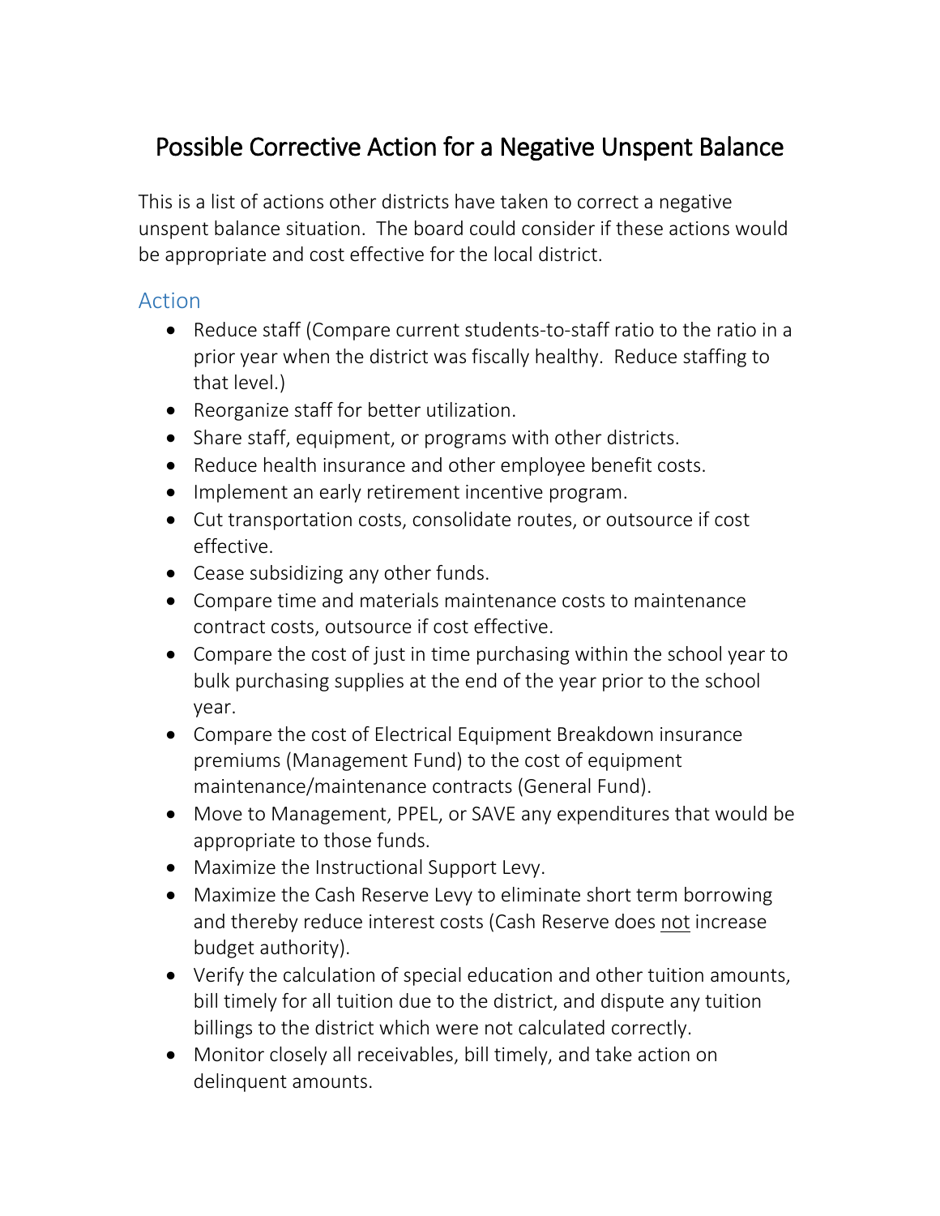# Possible Corrective Action for a Negative Unspent Balance

This is a list of actions other districts have taken to correct a negative unspent balance situation. The board could consider if these actions would be appropriate and cost effective for the local district.

## Action

- Reduce staff (Compare current students-to-staff ratio to the ratio in a prior year when the district was fiscally healthy. Reduce staffing to that level.)
- Reorganize staff for better utilization.
- Share staff, equipment, or programs with other districts.
- Reduce health insurance and other employee benefit costs.
- Implement an early retirement incentive program.
- Cut transportation costs, consolidate routes, or outsource if cost effective.
- Cease subsidizing any other funds.
- Compare time and materials maintenance costs to maintenance contract costs, outsource if cost effective.
- Compare the cost of just in time purchasing within the school year to bulk purchasing supplies at the end of the year prior to the school year.
- Compare the cost of Electrical Equipment Breakdown insurance premiums (Management Fund) to the cost of equipment maintenance/maintenance contracts (General Fund).
- Move to Management, PPEL, or SAVE any expenditures that would be appropriate to those funds.
- Maximize the Instructional Support Levy.
- Maximize the Cash Reserve Levy to eliminate short term borrowing and thereby reduce interest costs (Cash Reserve does <u>not</u> increase budget authority).
- Verify the calculation of special education and other tuition amounts, bill timely for all tuition due to the district, and dispute any tuition billings to the district which were not calculated correctly.
- Monitor closely all receivables, bill timely, and take action on delinquent amounts.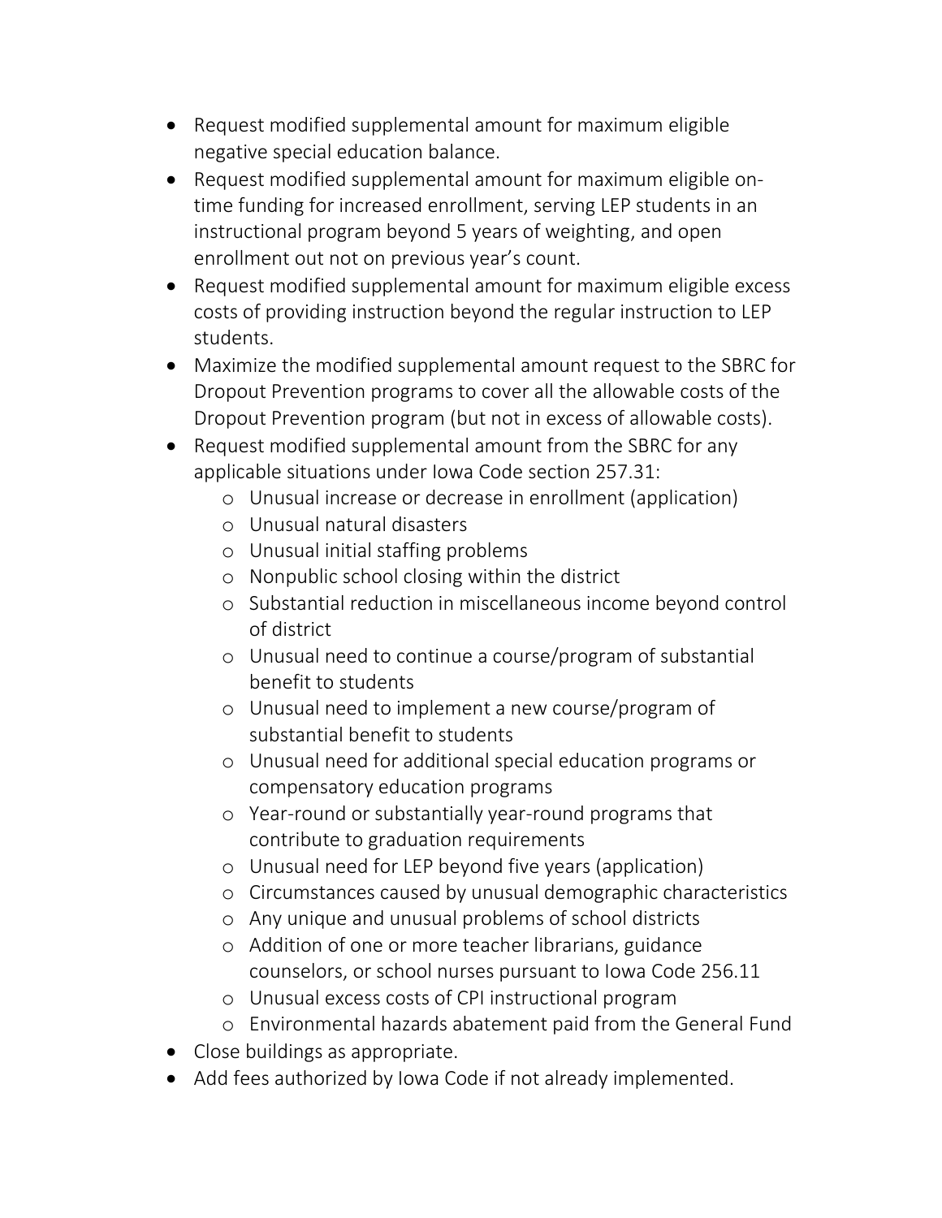- Request modified supplemental amount for maximum eligible negative special education balance.
- Request modified supplemental amount for maximum eligible on-time funding for increased enrollment, serving LEP students in an instructional program beyond 5 years of weighting, and open enrollment out not on previous year's count.
- Request modified supplemental amount for maximum eligible excess costs of providing instruction beyond the regular instruction to LEP students.
- Maximize the modified supplemental amount request to the SBRC for Dropout Prevention programs to cover all the allowable costs of the Dropout Prevention program (but not in excess of allowable costs).
- Request modified supplemental amount from the SBRC for any applicable situations under Iowa Code section 257.31:
    - Unusual increase or decrease in enrollment (application)
    - Unusual natural disasters
    - Unusual initial staffing problems
    - Nonpublic school closing within the district
    - Substantial reduction in miscellaneous income beyond control of district
    - Unusual need to continue a course/program of substantial benefit to students
    - Unusual need to implement a new course/program of substantial benefit to students
    - Unusual need for additional special education programs or compensatory education programs
    - Year-round or substantially year-round programs that contribute to graduation requirements
    - Unusual need for LEP beyond five years (application)
    - Circumstances caused by unusual demographic characteristics
    - Any unique and unusual problems of school districts
    - Addition of one or more teacher librarians, guidance counselors, or school nurses pursuant to Iowa Code 256.11
    - Unusual excess costs of CPI instructional program
    - Environmental hazards abatement paid from the General Fund
- Close buildings as appropriate.
- Add fees authorized by Iowa Code if not already implemented.